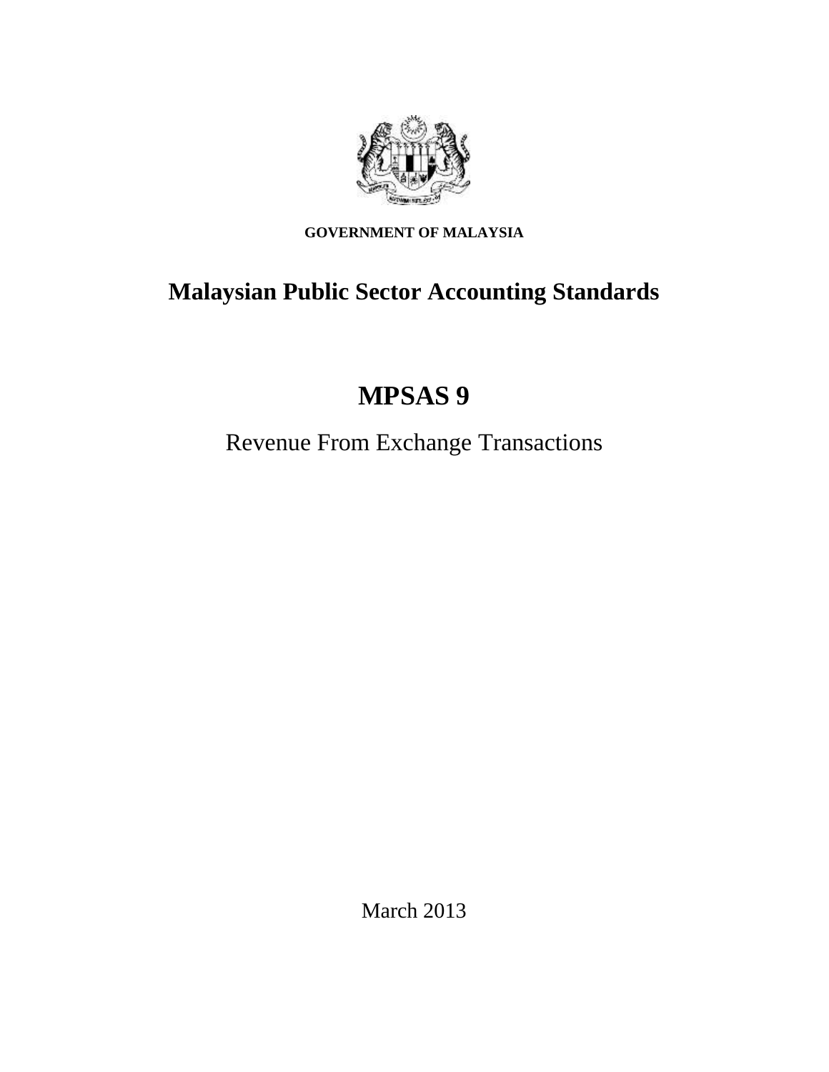**GOVERNMENT OF MALAYSIA**

# Malaysian Public Sector Accounting Standards

# MPSAS 9

## Revenue From Exchange Transactions

March 2013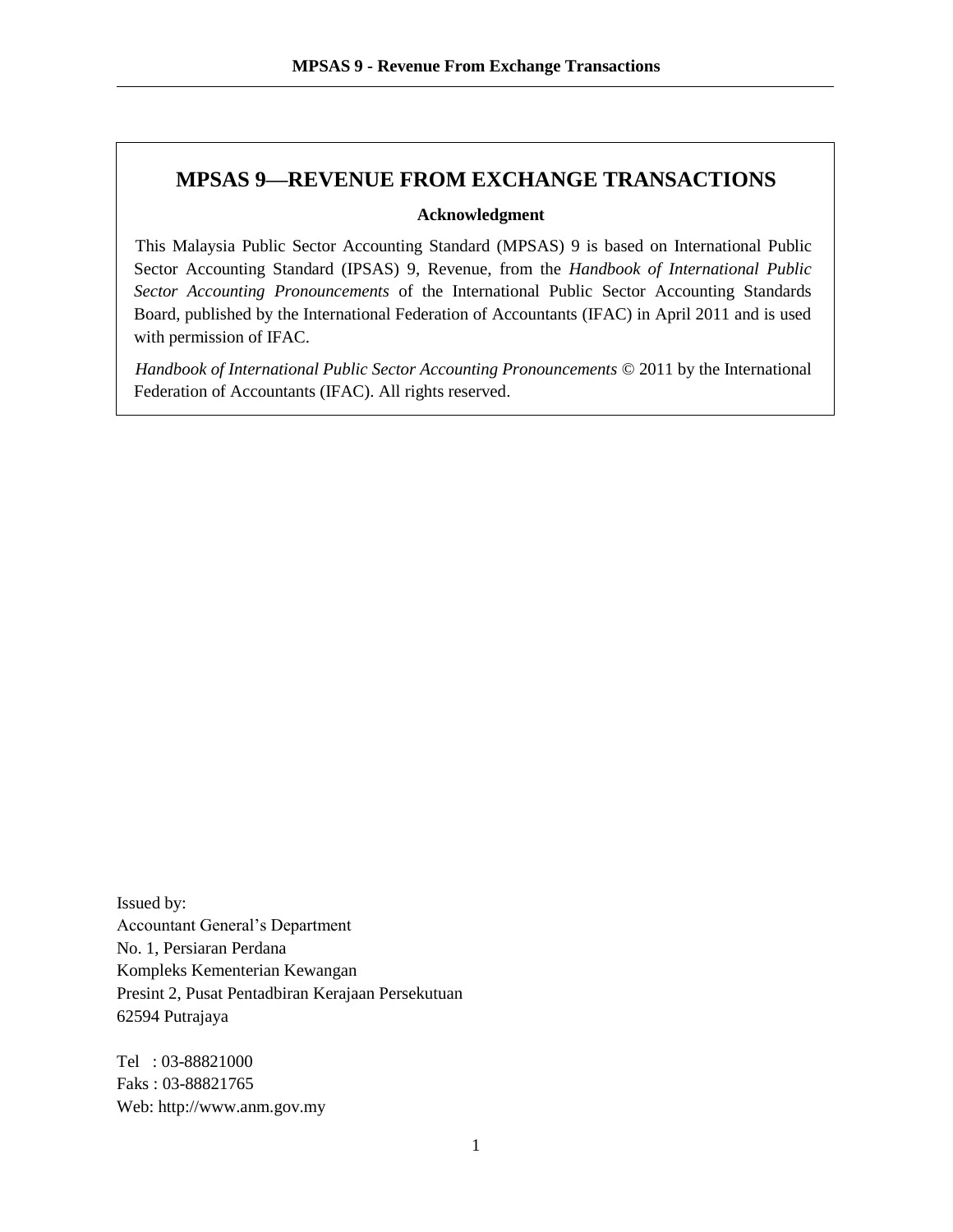# MPSAS 9—REVENUE FROM EXCHANGE TRANSACTIONS

**Acknowledgment**

This Malaysia Public Sector Accounting Standard (MPSAS) 9 is based on International Public Sector Accounting Standard (IPSAS) 9, Revenue, from the *Handbook of International Public Sector Accounting Pronouncements* of the International Public Sector Accounting Standards Board, published by the International Federation of Accountants (IFAC) in April 2011 and is used with permission of IFAC.

*Handbook of International Public Sector Accounting Pronouncements* © 2011 by the International Federation of Accountants (IFAC). All rights reserved.

Issued by:
Accountant General's Department
No. 1, Persiaran Perdana
Kompleks Kementerian Kewangan
Presint 2, Pusat Pentadbiran Kerajaan Persekutuan
62594 Putrajaya

Tel : 03-88821000
Faks : 03-88821765
Web: http://www.anm.gov.my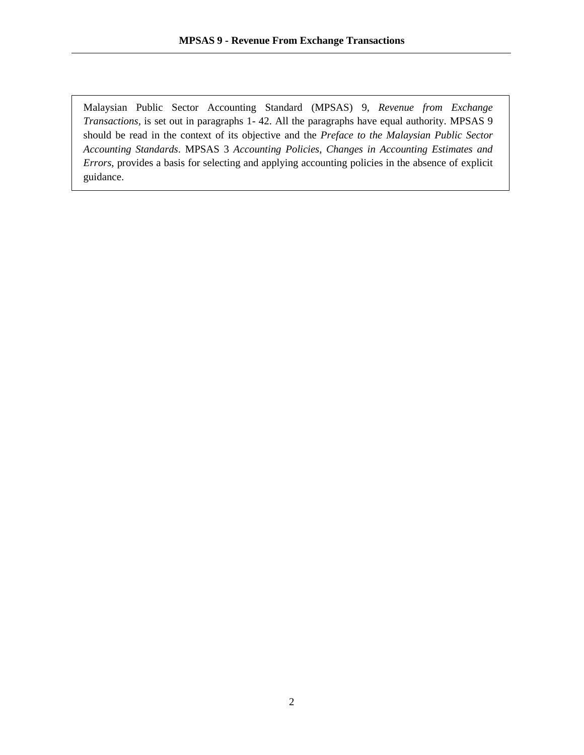Malaysian Public Sector Accounting Standard (MPSAS) 9, *Revenue from Exchange Transactions*, is set out in paragraphs 1- 42. All the paragraphs have equal authority. MPSAS 9 should be read in the context of its objective and the *Preface to the Malaysian Public Sector Accounting Standards*. MPSAS 3 *Accounting Policies, Changes in Accounting Estimates and Errors*, provides a basis for selecting and applying accounting policies in the absence of explicit guidance.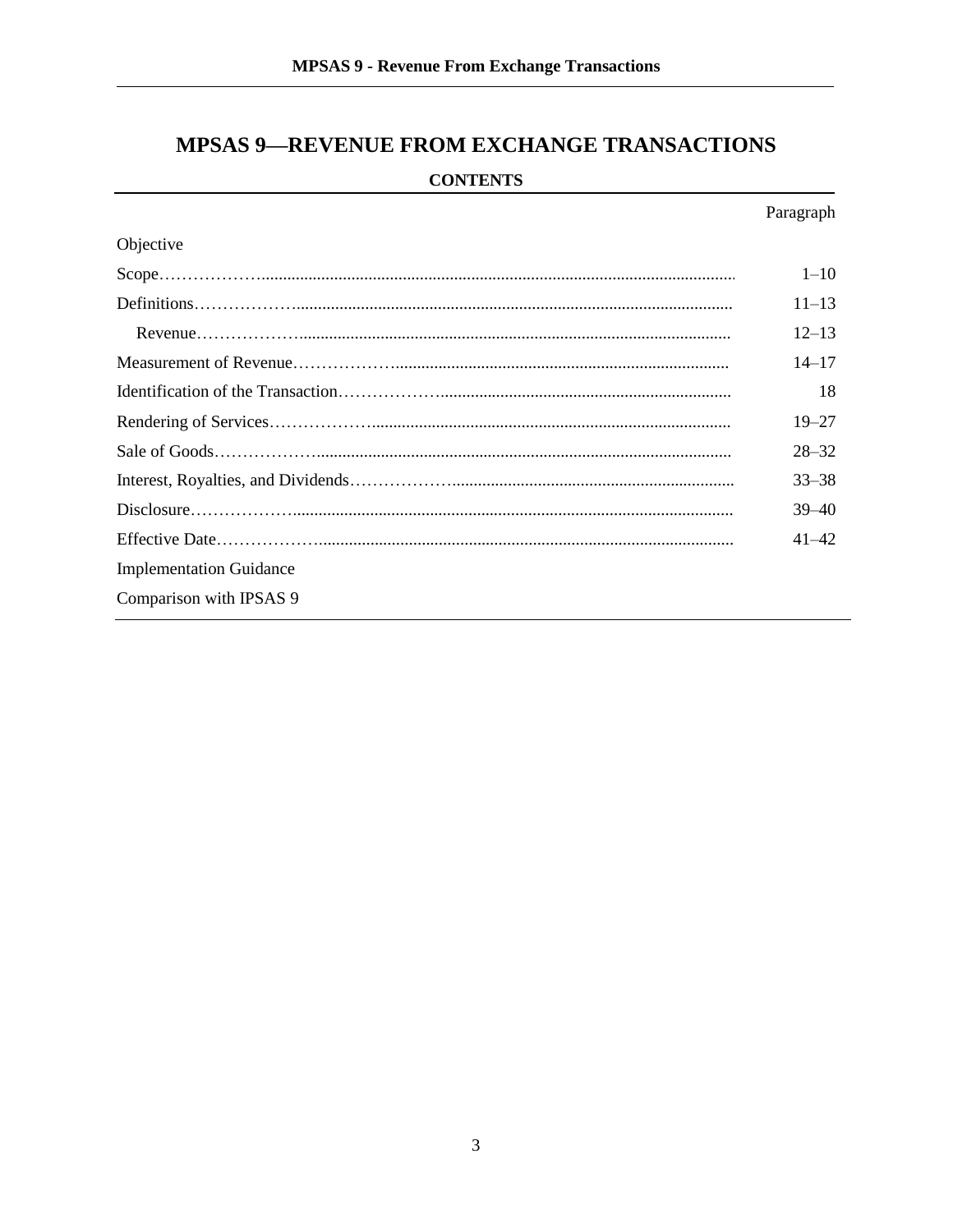# MPSAS 9—REVENUE FROM EXCHANGE TRANSACTIONS

## CONTENTS

| | Paragraph |
|---|---|
| Objective | |
| Scope | 1–10 |
| Definitions | 11–13 |
| Revenue | 12–13 |
| Measurement of Revenue | 14–17 |
| Identification of the Transaction | 18 |
| Rendering of Services | 19–27 |
| Sale of Goods | 28–32 |
| Interest, Royalties, and Dividends | 33–38 |
| Disclosure | 39–40 |
| Effective Date | 41–42 |
| Implementation Guidance | |
| Comparison with IPSAS 9 | |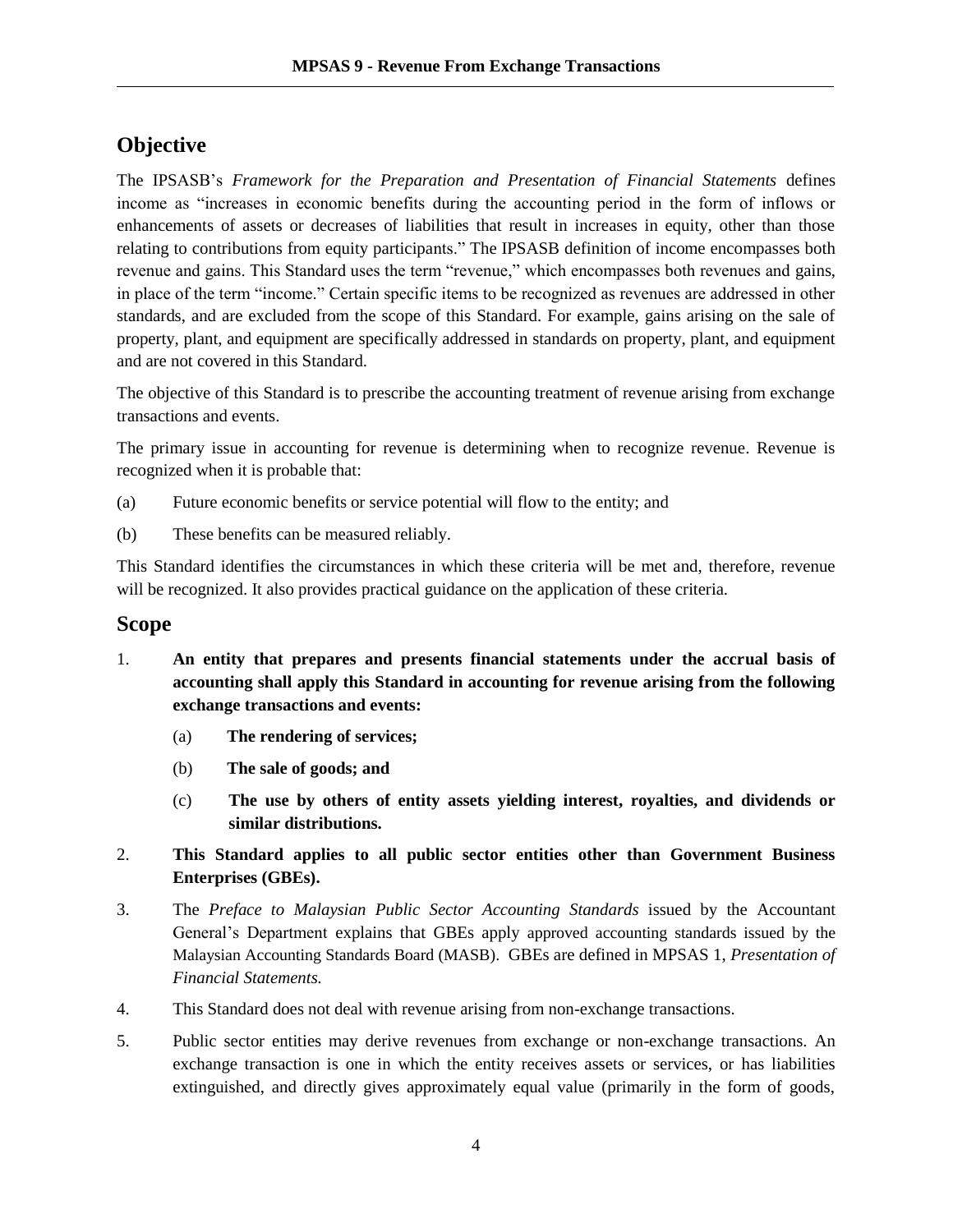## Objective

The IPSASB's *Framework for the Preparation and Presentation of Financial Statements* defines income as "increases in economic benefits during the accounting period in the form of inflows or enhancements of assets or decreases of liabilities that result in increases in equity, other than those relating to contributions from equity participants." The IPSASB definition of income encompasses both revenue and gains. This Standard uses the term "revenue," which encompasses both revenues and gains, in place of the term "income." Certain specific items to be recognized as revenues are addressed in other standards, and are excluded from the scope of this Standard. For example, gains arising on the sale of property, plant, and equipment are specifically addressed in standards on property, plant, and equipment and are not covered in this Standard.

The objective of this Standard is to prescribe the accounting treatment of revenue arising from exchange transactions and events.

The primary issue in accounting for revenue is determining when to recognize revenue. Revenue is recognized when it is probable that:

(a) Future economic benefits or service potential will flow to the entity; and

(b) These benefits can be measured reliably.

This Standard identifies the circumstances in which these criteria will be met and, therefore, revenue will be recognized. It also provides practical guidance on the application of these criteria.

## Scope

1. **An entity that prepares and presents financial statements under the accrual basis of accounting shall apply this Standard in accounting for revenue arising from the following exchange transactions and events:**

   (a) **The rendering of services;**

   (b) **The sale of goods; and**

   (c) **The use by others of entity assets yielding interest, royalties, and dividends or similar distributions.**

2. **This Standard applies to all public sector entities other than Government Business Enterprises (GBEs).**

3. The *Preface to Malaysian Public Sector Accounting Standards* issued by the Accountant General's Department explains that GBEs apply approved accounting standards issued by the Malaysian Accounting Standards Board (MASB). GBEs are defined in MPSAS 1, *Presentation of Financial Statements.*

4. This Standard does not deal with revenue arising from non-exchange transactions.

5. Public sector entities may derive revenues from exchange or non-exchange transactions. An exchange transaction is one in which the entity receives assets or services, or has liabilities extinguished, and directly gives approximately equal value (primarily in the form of goods,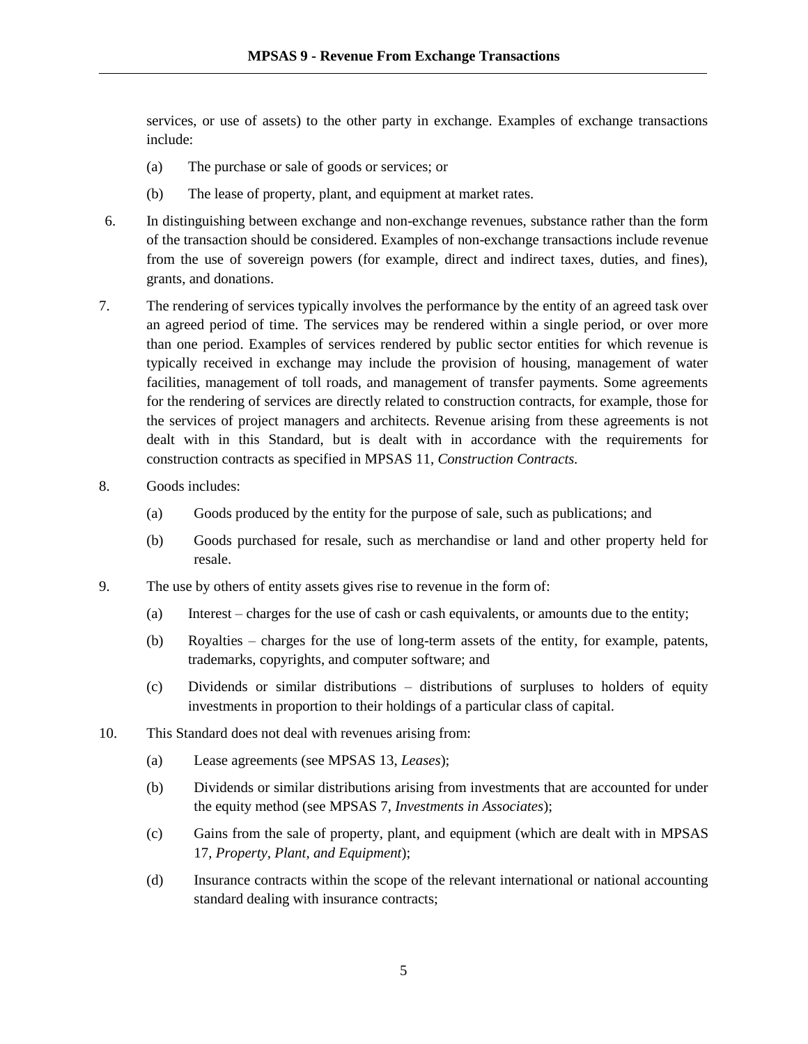services, or use of assets) to the other party in exchange. Examples of exchange transactions include:

(a) The purchase or sale of goods or services; or

(b) The lease of property, plant, and equipment at market rates.

6. In distinguishing between exchange and non-exchange revenues, substance rather than the form of the transaction should be considered. Examples of non-exchange transactions include revenue from the use of sovereign powers (for example, direct and indirect taxes, duties, and fines), grants, and donations.

7. The rendering of services typically involves the performance by the entity of an agreed task over an agreed period of time. The services may be rendered within a single period, or over more than one period. Examples of services rendered by public sector entities for which revenue is typically received in exchange may include the provision of housing, management of water facilities, management of toll roads, and management of transfer payments. Some agreements for the rendering of services are directly related to construction contracts, for example, those for the services of project managers and architects. Revenue arising from these agreements is not dealt with in this Standard, but is dealt with in accordance with the requirements for construction contracts as specified in MPSAS 11, *Construction Contracts.*

8. Goods includes:

(a) Goods produced by the entity for the purpose of sale, such as publications; and

(b) Goods purchased for resale, such as merchandise or land and other property held for resale.

9. The use by others of entity assets gives rise to revenue in the form of:

(a) Interest – charges for the use of cash or cash equivalents, or amounts due to the entity;

(b) Royalties – charges for the use of long-term assets of the entity, for example, patents, trademarks, copyrights, and computer software; and

(c) Dividends or similar distributions – distributions of surpluses to holders of equity investments in proportion to their holdings of a particular class of capital.

10. This Standard does not deal with revenues arising from:

(a) Lease agreements (see MPSAS 13, *Leases*);

(b) Dividends or similar distributions arising from investments that are accounted for under the equity method (see MPSAS 7, *Investments in Associates*);

(c) Gains from the sale of property, plant, and equipment (which are dealt with in MPSAS 17, *Property, Plant, and Equipment*);

(d) Insurance contracts within the scope of the relevant international or national accounting standard dealing with insurance contracts;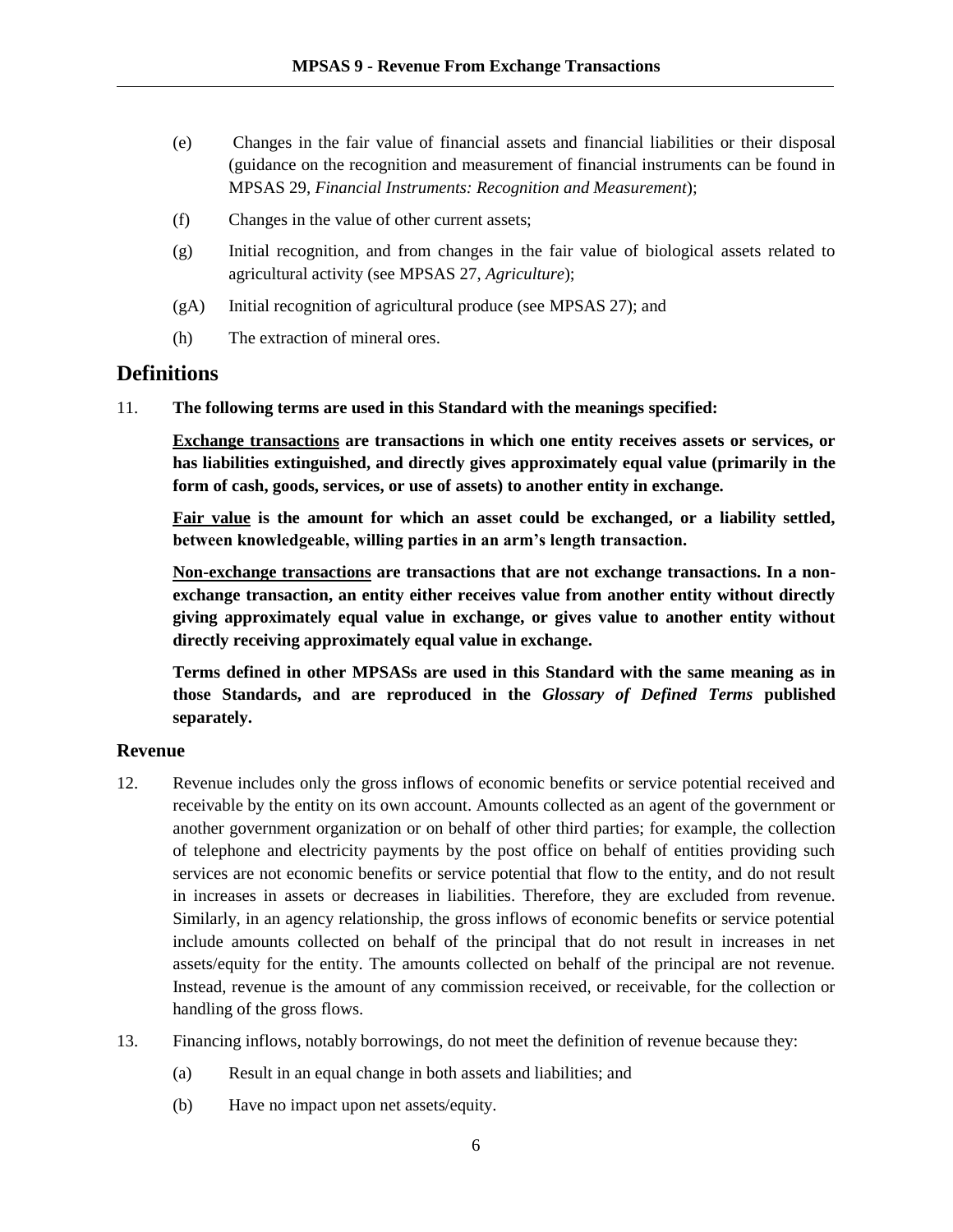(e) Changes in the fair value of financial assets and financial liabilities or their disposal (guidance on the recognition and measurement of financial instruments can be found in MPSAS 29, *Financial Instruments: Recognition and Measurement*);

(f) Changes in the value of other current assets;

(g) Initial recognition, and from changes in the fair value of biological assets related to agricultural activity (see MPSAS 27, *Agriculture*);

(gA) Initial recognition of agricultural produce (see MPSAS 27); and

(h) The extraction of mineral ores.

## Definitions

11. **The following terms are used in this Standard with the meanings specified:**

**<u>Exchange transactions</u> are transactions in which one entity receives assets or services, or has liabilities extinguished, and directly gives approximately equal value (primarily in the form of cash, goods, services, or use of assets) to another entity in exchange.**

**<u>Fair value</u> is the amount for which an asset could be exchanged, or a liability settled, between knowledgeable, willing parties in an arm's length transaction.**

**<u>Non-exchange transactions</u> are transactions that are not exchange transactions. In a non-exchange transaction, an entity either receives value from another entity without directly giving approximately equal value in exchange, or gives value to another entity without directly receiving approximately equal value in exchange.**

**Terms defined in other MPSASs are used in this Standard with the same meaning as in those Standards, and are reproduced in the *Glossary of Defined Terms* published separately.**

### Revenue

12. Revenue includes only the gross inflows of economic benefits or service potential received and receivable by the entity on its own account. Amounts collected as an agent of the government or another government organization or on behalf of other third parties; for example, the collection of telephone and electricity payments by the post office on behalf of entities providing such services are not economic benefits or service potential that flow to the entity, and do not result in increases in assets or decreases in liabilities. Therefore, they are excluded from revenue. Similarly, in an agency relationship, the gross inflows of economic benefits or service potential include amounts collected on behalf of the principal that do not result in increases in net assets/equity for the entity. The amounts collected on behalf of the principal are not revenue. Instead, revenue is the amount of any commission received, or receivable, for the collection or handling of the gross flows.

13. Financing inflows, notably borrowings, do not meet the definition of revenue because they:

(a) Result in an equal change in both assets and liabilities; and

(b) Have no impact upon net assets/equity.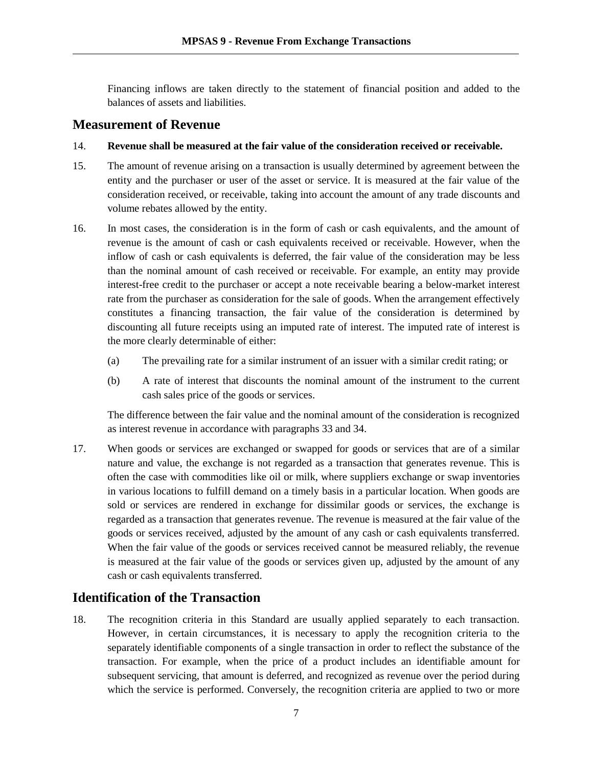Financing inflows are taken directly to the statement of financial position and added to the balances of assets and liabilities.

## Measurement of Revenue

14. **Revenue shall be measured at the fair value of the consideration received or receivable.**

15. The amount of revenue arising on a transaction is usually determined by agreement between the entity and the purchaser or user of the asset or service. It is measured at the fair value of the consideration received, or receivable, taking into account the amount of any trade discounts and volume rebates allowed by the entity.

16. In most cases, the consideration is in the form of cash or cash equivalents, and the amount of revenue is the amount of cash or cash equivalents received or receivable. However, when the inflow of cash or cash equivalents is deferred, the fair value of the consideration may be less than the nominal amount of cash received or receivable. For example, an entity may provide interest-free credit to the purchaser or accept a note receivable bearing a below-market interest rate from the purchaser as consideration for the sale of goods. When the arrangement effectively constitutes a financing transaction, the fair value of the consideration is determined by discounting all future receipts using an imputed rate of interest. The imputed rate of interest is the more clearly determinable of either:

    (a) The prevailing rate for a similar instrument of an issuer with a similar credit rating; or

    (b) A rate of interest that discounts the nominal amount of the instrument to the current cash sales price of the goods or services.

    The difference between the fair value and the nominal amount of the consideration is recognized as interest revenue in accordance with paragraphs 33 and 34.

17. When goods or services are exchanged or swapped for goods or services that are of a similar nature and value, the exchange is not regarded as a transaction that generates revenue. This is often the case with commodities like oil or milk, where suppliers exchange or swap inventories in various locations to fulfill demand on a timely basis in a particular location. When goods are sold or services are rendered in exchange for dissimilar goods or services, the exchange is regarded as a transaction that generates revenue. The revenue is measured at the fair value of the goods or services received, adjusted by the amount of any cash or cash equivalents transferred. When the fair value of the goods or services received cannot be measured reliably, the revenue is measured at the fair value of the goods or services given up, adjusted by the amount of any cash or cash equivalents transferred.

## Identification of the Transaction

18. The recognition criteria in this Standard are usually applied separately to each transaction. However, in certain circumstances, it is necessary to apply the recognition criteria to the separately identifiable components of a single transaction in order to reflect the substance of the transaction. For example, when the price of a product includes an identifiable amount for subsequent servicing, that amount is deferred, and recognized as revenue over the period during which the service is performed. Conversely, the recognition criteria are applied to two or more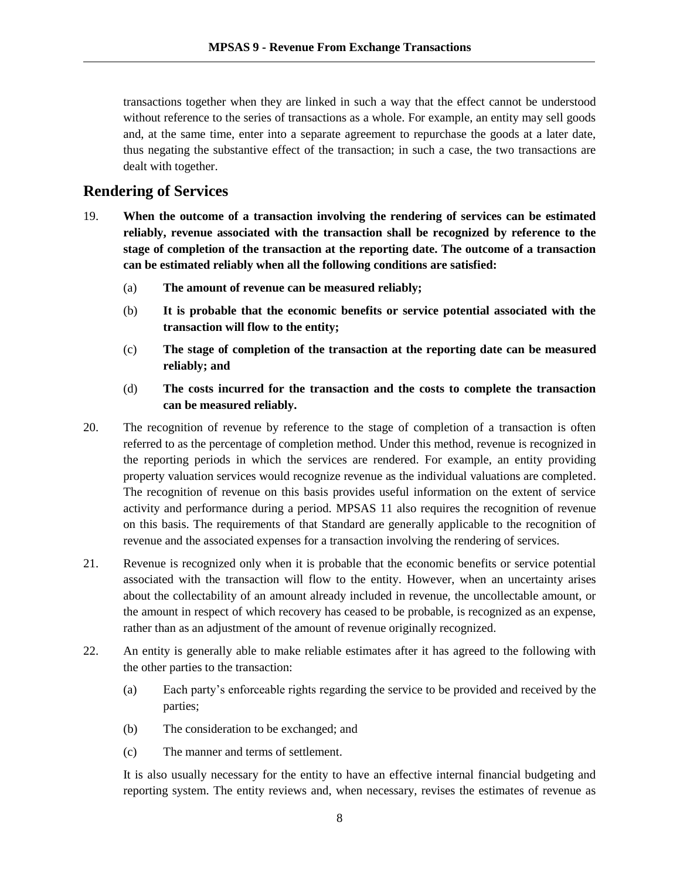transactions together when they are linked in such a way that the effect cannot be understood without reference to the series of transactions as a whole. For example, an entity may sell goods and, at the same time, enter into a separate agreement to repurchase the goods at a later date, thus negating the substantive effect of the transaction; in such a case, the two transactions are dealt with together.

## Rendering of Services

19. **When the outcome of a transaction involving the rendering of services can be estimated reliably, revenue associated with the transaction shall be recognized by reference to the stage of completion of the transaction at the reporting date. The outcome of a transaction can be estimated reliably when all the following conditions are satisfied:**

    (a) **The amount of revenue can be measured reliably;**

    (b) **It is probable that the economic benefits or service potential associated with the transaction will flow to the entity;**

    (c) **The stage of completion of the transaction at the reporting date can be measured reliably; and**

    (d) **The costs incurred for the transaction and the costs to complete the transaction can be measured reliably.**

20. The recognition of revenue by reference to the stage of completion of a transaction is often referred to as the percentage of completion method. Under this method, revenue is recognized in the reporting periods in which the services are rendered. For example, an entity providing property valuation services would recognize revenue as the individual valuations are completed. The recognition of revenue on this basis provides useful information on the extent of service activity and performance during a period. MPSAS 11 also requires the recognition of revenue on this basis. The requirements of that Standard are generally applicable to the recognition of revenue and the associated expenses for a transaction involving the rendering of services.

21. Revenue is recognized only when it is probable that the economic benefits or service potential associated with the transaction will flow to the entity. However, when an uncertainty arises about the collectability of an amount already included in revenue, the uncollectable amount, or the amount in respect of which recovery has ceased to be probable, is recognized as an expense, rather than as an adjustment of the amount of revenue originally recognized.

22. An entity is generally able to make reliable estimates after it has agreed to the following with the other parties to the transaction:

    (a) Each party's enforceable rights regarding the service to be provided and received by the parties;

    (b) The consideration to be exchanged; and

    (c) The manner and terms of settlement.

    It is also usually necessary for the entity to have an effective internal financial budgeting and reporting system. The entity reviews and, when necessary, revises the estimates of revenue as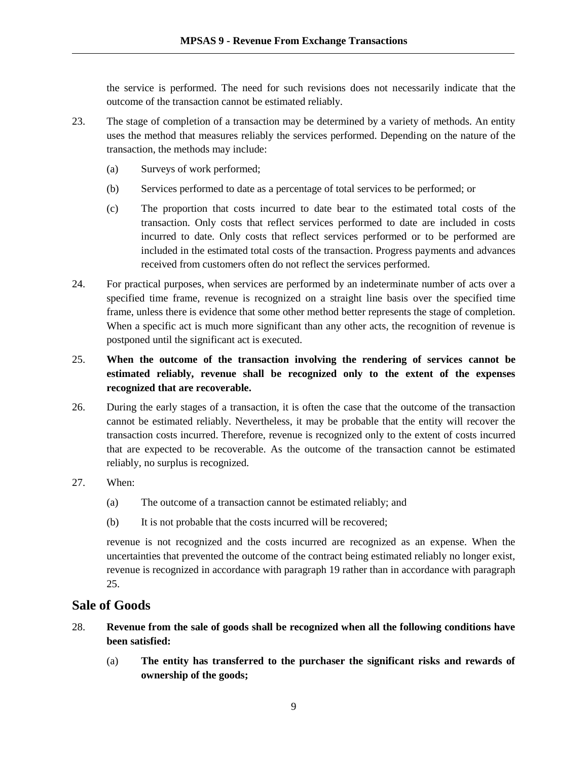the service is performed. The need for such revisions does not necessarily indicate that the outcome of the transaction cannot be estimated reliably.

23. The stage of completion of a transaction may be determined by a variety of methods. An entity uses the method that measures reliably the services performed. Depending on the nature of the transaction, the methods may include:

    (a) Surveys of work performed;

    (b) Services performed to date as a percentage of total services to be performed; or

    (c) The proportion that costs incurred to date bear to the estimated total costs of the transaction. Only costs that reflect services performed to date are included in costs incurred to date. Only costs that reflect services performed or to be performed are included in the estimated total costs of the transaction. Progress payments and advances received from customers often do not reflect the services performed.

24. For practical purposes, when services are performed by an indeterminate number of acts over a specified time frame, revenue is recognized on a straight line basis over the specified time frame, unless there is evidence that some other method better represents the stage of completion. When a specific act is much more significant than any other acts, the recognition of revenue is postponed until the significant act is executed.

25. **When the outcome of the transaction involving the rendering of services cannot be estimated reliably, revenue shall be recognized only to the extent of the expenses recognized that are recoverable.**

26. During the early stages of a transaction, it is often the case that the outcome of the transaction cannot be estimated reliably. Nevertheless, it may be probable that the entity will recover the transaction costs incurred. Therefore, revenue is recognized only to the extent of costs incurred that are expected to be recoverable. As the outcome of the transaction cannot be estimated reliably, no surplus is recognized.

27. When:

    (a) The outcome of a transaction cannot be estimated reliably; and

    (b) It is not probable that the costs incurred will be recovered;

    revenue is not recognized and the costs incurred are recognized as an expense. When the uncertainties that prevented the outcome of the contract being estimated reliably no longer exist, revenue is recognized in accordance with paragraph 19 rather than in accordance with paragraph 25.

## Sale of Goods

28. **Revenue from the sale of goods shall be recognized when all the following conditions have been satisfied:**

    (a) **The entity has transferred to the purchaser the significant risks and rewards of ownership of the goods;**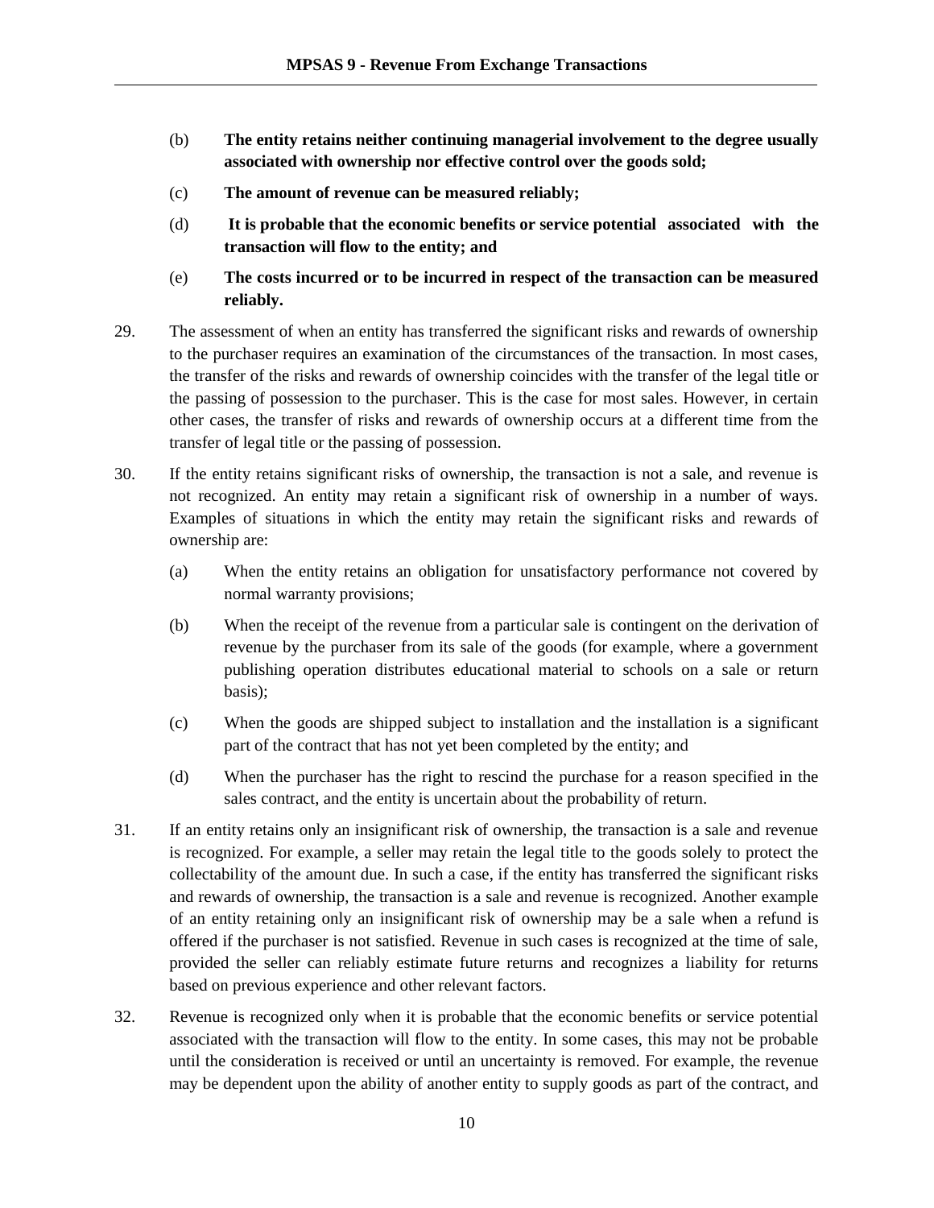(b) **The entity retains neither continuing managerial involvement to the degree usually associated with ownership nor effective control over the goods sold;**

(c) **The amount of revenue can be measured reliably;**

(d) **It is probable that the economic benefits or service potential associated with the transaction will flow to the entity; and**

(e) **The costs incurred or to be incurred in respect of the transaction can be measured reliably.**

29. The assessment of when an entity has transferred the significant risks and rewards of ownership to the purchaser requires an examination of the circumstances of the transaction. In most cases, the transfer of the risks and rewards of ownership coincides with the transfer of the legal title or the passing of possession to the purchaser. This is the case for most sales. However, in certain other cases, the transfer of risks and rewards of ownership occurs at a different time from the transfer of legal title or the passing of possession.

30. If the entity retains significant risks of ownership, the transaction is not a sale, and revenue is not recognized. An entity may retain a significant risk of ownership in a number of ways. Examples of situations in which the entity may retain the significant risks and rewards of ownership are:

    (a) When the entity retains an obligation for unsatisfactory performance not covered by normal warranty provisions;

    (b) When the receipt of the revenue from a particular sale is contingent on the derivation of revenue by the purchaser from its sale of the goods (for example, where a government publishing operation distributes educational material to schools on a sale or return basis);

    (c) When the goods are shipped subject to installation and the installation is a significant part of the contract that has not yet been completed by the entity; and

    (d) When the purchaser has the right to rescind the purchase for a reason specified in the sales contract, and the entity is uncertain about the probability of return.

31. If an entity retains only an insignificant risk of ownership, the transaction is a sale and revenue is recognized. For example, a seller may retain the legal title to the goods solely to protect the collectability of the amount due. In such a case, if the entity has transferred the significant risks and rewards of ownership, the transaction is a sale and revenue is recognized. Another example of an entity retaining only an insignificant risk of ownership may be a sale when a refund is offered if the purchaser is not satisfied. Revenue in such cases is recognized at the time of sale, provided the seller can reliably estimate future returns and recognizes a liability for returns based on previous experience and other relevant factors.

32. Revenue is recognized only when it is probable that the economic benefits or service potential associated with the transaction will flow to the entity. In some cases, this may not be probable until the consideration is received or until an uncertainty is removed. For example, the revenue may be dependent upon the ability of another entity to supply goods as part of the contract, and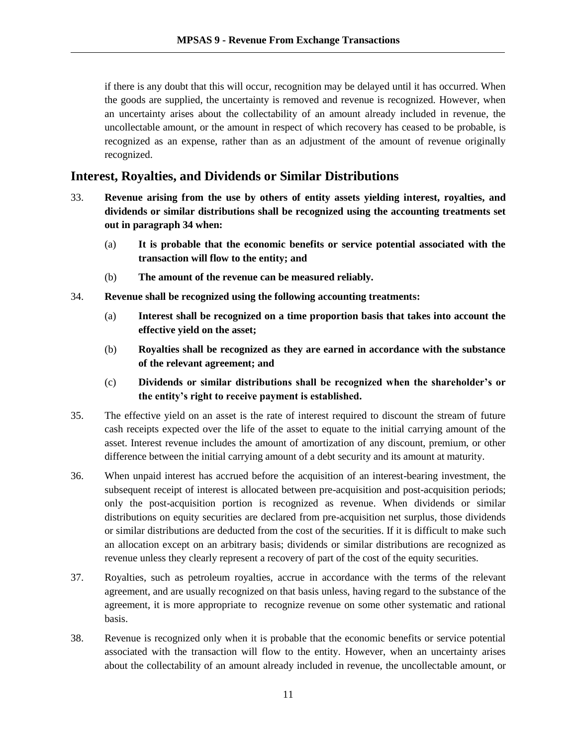if there is any doubt that this will occur, recognition may be delayed until it has occurred. When the goods are supplied, the uncertainty is removed and revenue is recognized. However, when an uncertainty arises about the collectability of an amount already included in revenue, the uncollectable amount, or the amount in respect of which recovery has ceased to be probable, is recognized as an expense, rather than as an adjustment of the amount of revenue originally recognized.

## Interest, Royalties, and Dividends or Similar Distributions

33. **Revenue arising from the use by others of entity assets yielding interest, royalties, and dividends or similar distributions shall be recognized using the accounting treatments set out in paragraph 34 when:**

    (a) **It is probable that the economic benefits or service potential associated with the transaction will flow to the entity; and**

    (b) **The amount of the revenue can be measured reliably.**

34. **Revenue shall be recognized using the following accounting treatments:**

    (a) **Interest shall be recognized on a time proportion basis that takes into account the effective yield on the asset;**

    (b) **Royalties shall be recognized as they are earned in accordance with the substance of the relevant agreement; and**

    (c) **Dividends or similar distributions shall be recognized when the shareholder's or the entity's right to receive payment is established.**

35. The effective yield on an asset is the rate of interest required to discount the stream of future cash receipts expected over the life of the asset to equate to the initial carrying amount of the asset. Interest revenue includes the amount of amortization of any discount, premium, or other difference between the initial carrying amount of a debt security and its amount at maturity.

36. When unpaid interest has accrued before the acquisition of an interest-bearing investment, the subsequent receipt of interest is allocated between pre-acquisition and post-acquisition periods; only the post-acquisition portion is recognized as revenue. When dividends or similar distributions on equity securities are declared from pre-acquisition net surplus, those dividends or similar distributions are deducted from the cost of the securities. If it is difficult to make such an allocation except on an arbitrary basis; dividends or similar distributions are recognized as revenue unless they clearly represent a recovery of part of the cost of the equity securities.

37. Royalties, such as petroleum royalties, accrue in accordance with the terms of the relevant agreement, and are usually recognized on that basis unless, having regard to the substance of the agreement, it is more appropriate to recognize revenue on some other systematic and rational basis.

38. Revenue is recognized only when it is probable that the economic benefits or service potential associated with the transaction will flow to the entity. However, when an uncertainty arises about the collectability of an amount already included in revenue, the uncollectable amount, or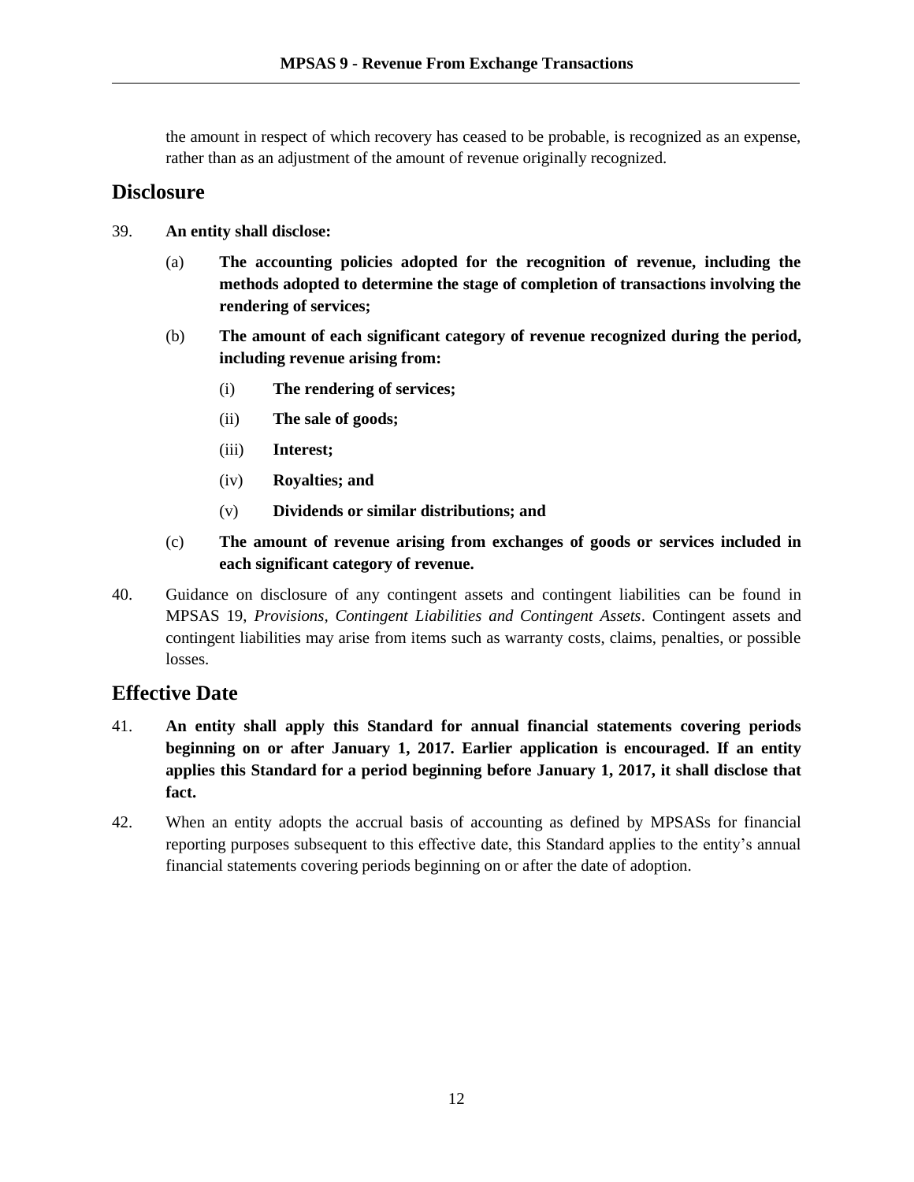the amount in respect of which recovery has ceased to be probable, is recognized as an expense, rather than as an adjustment of the amount of revenue originally recognized.

## Disclosure

39. **An entity shall disclose:**

    (a) **The accounting policies adopted for the recognition of revenue, including the methods adopted to determine the stage of completion of transactions involving the rendering of services;**

    (b) **The amount of each significant category of revenue recognized during the period, including revenue arising from:**

        (i) **The rendering of services;**

        (ii) **The sale of goods;**

        (iii) **Interest;**

        (iv) **Royalties; and**

        (v) **Dividends or similar distributions; and**

    (c) **The amount of revenue arising from exchanges of goods or services included in each significant category of revenue.**

40. Guidance on disclosure of any contingent assets and contingent liabilities can be found in MPSAS 19, *Provisions, Contingent Liabilities and Contingent Assets*. Contingent assets and contingent liabilities may arise from items such as warranty costs, claims, penalties, or possible losses.

## Effective Date

41. **An entity shall apply this Standard for annual financial statements covering periods beginning on or after January 1, 2017. Earlier application is encouraged. If an entity applies this Standard for a period beginning before January 1, 2017, it shall disclose that fact.**

42. When an entity adopts the accrual basis of accounting as defined by MPSASs for financial reporting purposes subsequent to this effective date, this Standard applies to the entity's annual financial statements covering periods beginning on or after the date of adoption.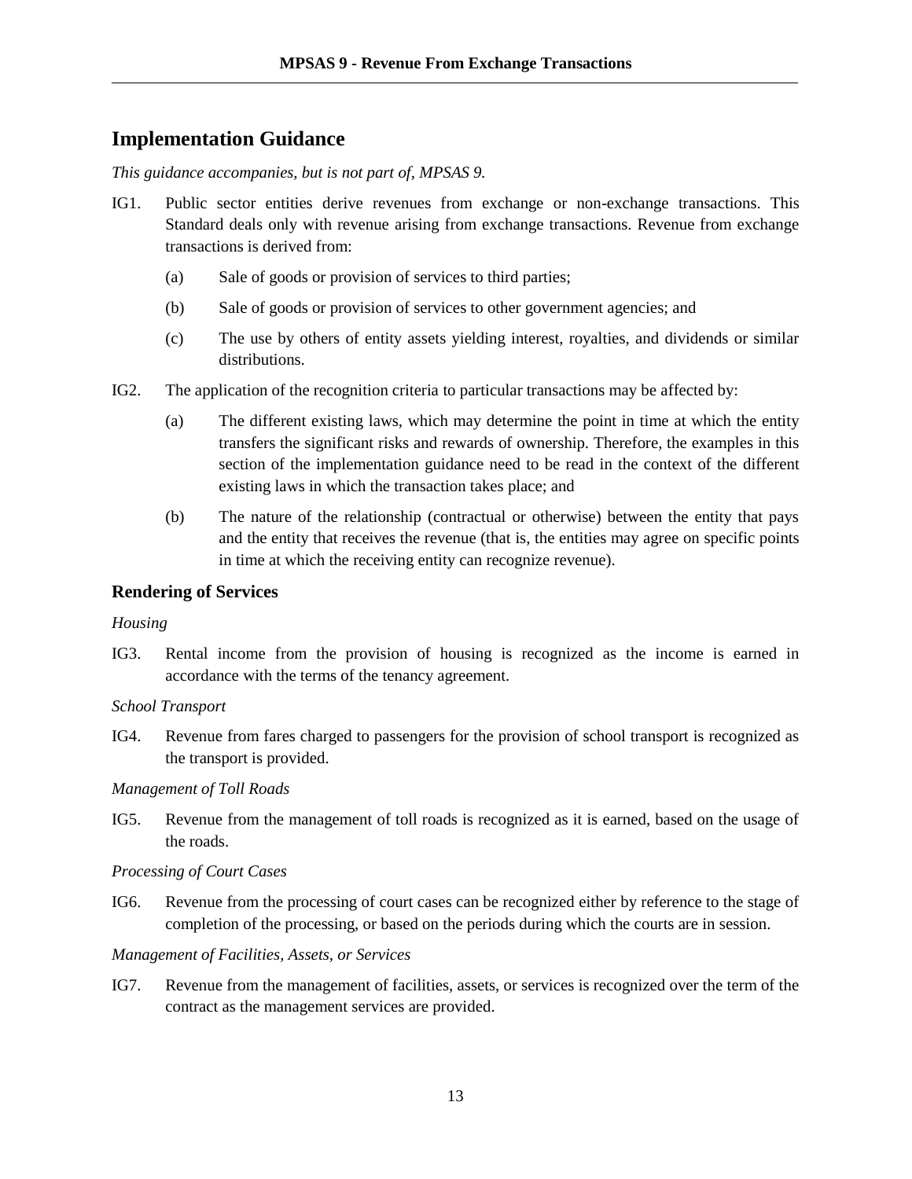## Implementation Guidance

*This guidance accompanies, but is not part of, MPSAS 9.*

IG1. Public sector entities derive revenues from exchange or non-exchange transactions. This Standard deals only with revenue arising from exchange transactions. Revenue from exchange transactions is derived from:

- (a) Sale of goods or provision of services to third parties;
- (b) Sale of goods or provision of services to other government agencies; and
- (c) The use by others of entity assets yielding interest, royalties, and dividends or similar distributions.

IG2. The application of the recognition criteria to particular transactions may be affected by:

- (a) The different existing laws, which may determine the point in time at which the entity transfers the significant risks and rewards of ownership. Therefore, the examples in this section of the implementation guidance need to be read in the context of the different existing laws in which the transaction takes place; and
- (b) The nature of the relationship (contractual or otherwise) between the entity that pays and the entity that receives the revenue (that is, the entities may agree on specific points in time at which the receiving entity can recognize revenue).

### Rendering of Services

*Housing*

IG3. Rental income from the provision of housing is recognized as the income is earned in accordance with the terms of the tenancy agreement.

*School Transport*

IG4. Revenue from fares charged to passengers for the provision of school transport is recognized as the transport is provided.

*Management of Toll Roads*

IG5. Revenue from the management of toll roads is recognized as it is earned, based on the usage of the roads.

*Processing of Court Cases*

IG6. Revenue from the processing of court cases can be recognized either by reference to the stage of completion of the processing, or based on the periods during which the courts are in session.

*Management of Facilities, Assets, or Services*

IG7. Revenue from the management of facilities, assets, or services is recognized over the term of the contract as the management services are provided.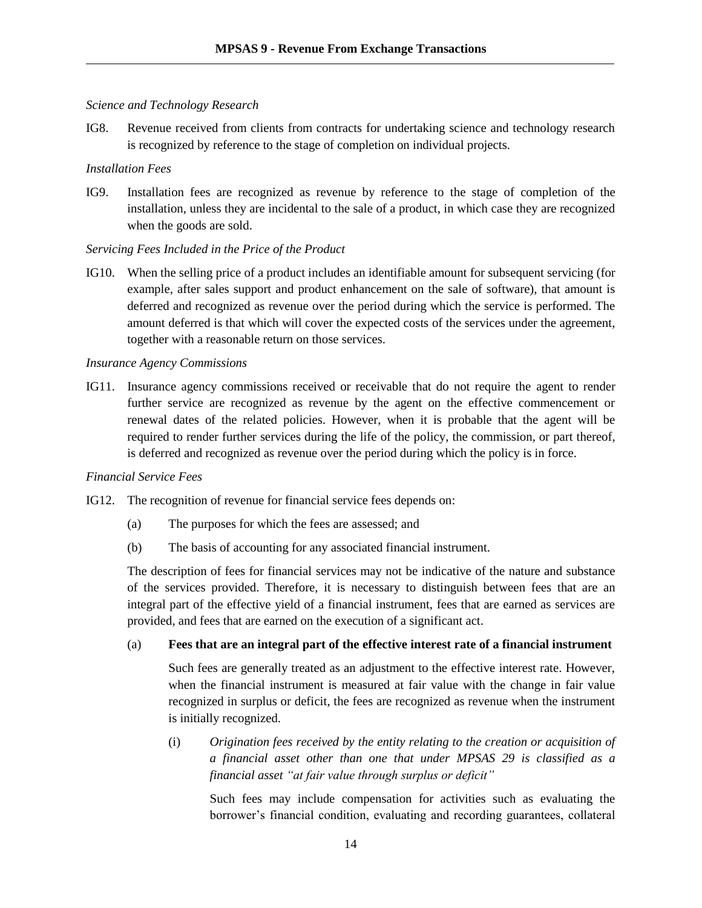*Science and Technology Research*

IG8. Revenue received from clients from contracts for undertaking science and technology research is recognized by reference to the stage of completion on individual projects.

*Installation Fees*

IG9. Installation fees are recognized as revenue by reference to the stage of completion of the installation, unless they are incidental to the sale of a product, in which case they are recognized when the goods are sold.

*Servicing Fees Included in the Price of the Product*

IG10. When the selling price of a product includes an identifiable amount for subsequent servicing (for example, after sales support and product enhancement on the sale of software), that amount is deferred and recognized as revenue over the period during which the service is performed. The amount deferred is that which will cover the expected costs of the services under the agreement, together with a reasonable return on those services.

*Insurance Agency Commissions*

IG11. Insurance agency commissions received or receivable that do not require the agent to render further service are recognized as revenue by the agent on the effective commencement or renewal dates of the related policies. However, when it is probable that the agent will be required to render further services during the life of the policy, the commission, or part thereof, is deferred and recognized as revenue over the period during which the policy is in force.

*Financial Service Fees*

IG12. The recognition of revenue for financial service fees depends on:

(a) The purposes for which the fees are assessed; and

(b) The basis of accounting for any associated financial instrument.

The description of fees for financial services may not be indicative of the nature and substance of the services provided. Therefore, it is necessary to distinguish between fees that are an integral part of the effective yield of a financial instrument, fees that are earned as services are provided, and fees that are earned on the execution of a significant act.

(a) **Fees that are an integral part of the effective interest rate of a financial instrument**

Such fees are generally treated as an adjustment to the effective interest rate. However, when the financial instrument is measured at fair value with the change in fair value recognized in surplus or deficit, the fees are recognized as revenue when the instrument is initially recognized.

(i) *Origination fees received by the entity relating to the creation or acquisition of a financial asset other than one that under MPSAS 29 is classified as a financial asset "at fair value through surplus or deficit"*

Such fees may include compensation for activities such as evaluating the borrower's financial condition, evaluating and recording guarantees, collateral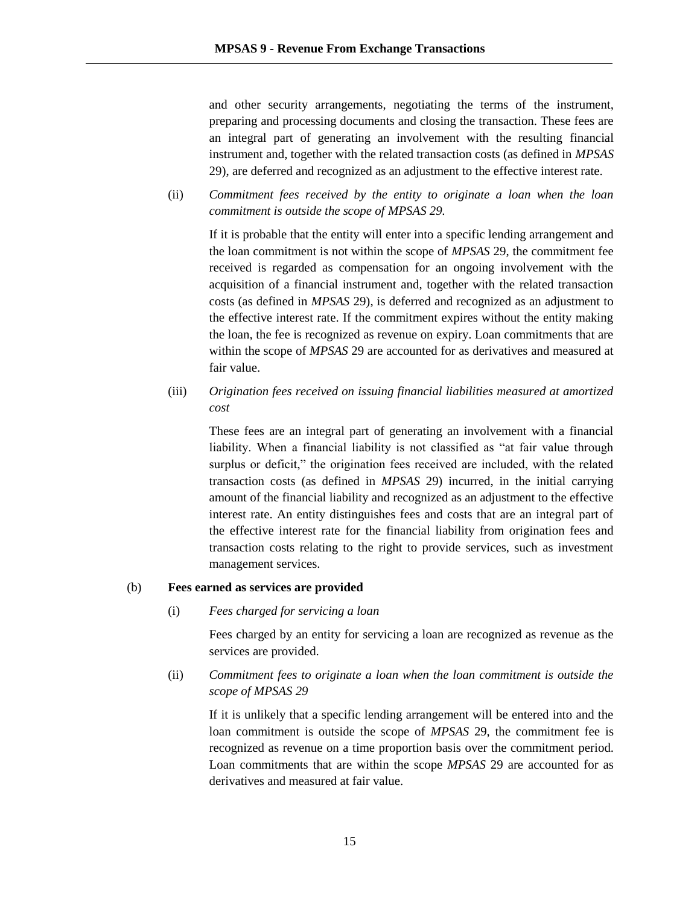and other security arrangements, negotiating the terms of the instrument, preparing and processing documents and closing the transaction. These fees are an integral part of generating an involvement with the resulting financial instrument and, together with the related transaction costs (as defined in *MPSAS* 29), are deferred and recognized as an adjustment to the effective interest rate.

(ii) *Commitment fees received by the entity to originate a loan when the loan commitment is outside the scope of MPSAS 29.*

If it is probable that the entity will enter into a specific lending arrangement and the loan commitment is not within the scope of *MPSAS* 29, the commitment fee received is regarded as compensation for an ongoing involvement with the acquisition of a financial instrument and, together with the related transaction costs (as defined in *MPSAS* 29), is deferred and recognized as an adjustment to the effective interest rate. If the commitment expires without the entity making the loan, the fee is recognized as revenue on expiry. Loan commitments that are within the scope of *MPSAS* 29 are accounted for as derivatives and measured at fair value.

(iii) *Origination fees received on issuing financial liabilities measured at amortized cost*

These fees are an integral part of generating an involvement with a financial liability. When a financial liability is not classified as "at fair value through surplus or deficit," the origination fees received are included, with the related transaction costs (as defined in *MPSAS* 29) incurred, in the initial carrying amount of the financial liability and recognized as an adjustment to the effective interest rate. An entity distinguishes fees and costs that are an integral part of the effective interest rate for the financial liability from origination fees and transaction costs relating to the right to provide services, such as investment management services.

(b) **Fees earned as services are provided**

(i) *Fees charged for servicing a loan*

Fees charged by an entity for servicing a loan are recognized as revenue as the services are provided.

(ii) *Commitment fees to originate a loan when the loan commitment is outside the scope of MPSAS 29*

If it is unlikely that a specific lending arrangement will be entered into and the loan commitment is outside the scope of *MPSAS* 29, the commitment fee is recognized as revenue on a time proportion basis over the commitment period. Loan commitments that are within the scope *MPSAS* 29 are accounted for as derivatives and measured at fair value.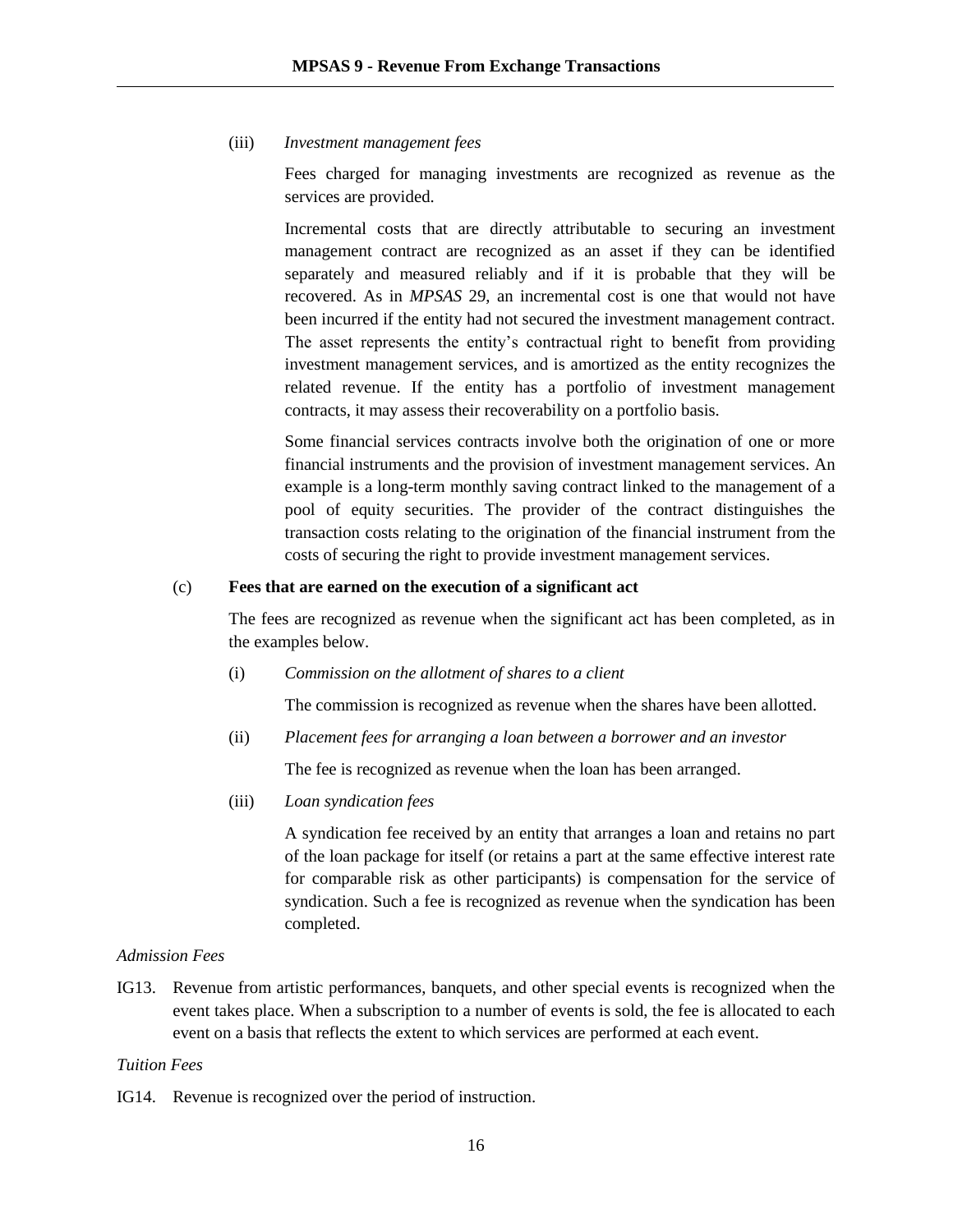(iii) *Investment management fees*

Fees charged for managing investments are recognized as revenue as the services are provided.

Incremental costs that are directly attributable to securing an investment management contract are recognized as an asset if they can be identified separately and measured reliably and if it is probable that they will be recovered. As in *MPSAS* 29, an incremental cost is one that would not have been incurred if the entity had not secured the investment management contract. The asset represents the entity's contractual right to benefit from providing investment management services, and is amortized as the entity recognizes the related revenue. If the entity has a portfolio of investment management contracts, it may assess their recoverability on a portfolio basis.

Some financial services contracts involve both the origination of one or more financial instruments and the provision of investment management services. An example is a long-term monthly saving contract linked to the management of a pool of equity securities. The provider of the contract distinguishes the transaction costs relating to the origination of the financial instrument from the costs of securing the right to provide investment management services.

(c) **Fees that are earned on the execution of a significant act**

The fees are recognized as revenue when the significant act has been completed, as in the examples below.

(i) *Commission on the allotment of shares to a client*

The commission is recognized as revenue when the shares have been allotted.

(ii) *Placement fees for arranging a loan between a borrower and an investor*

The fee is recognized as revenue when the loan has been arranged.

(iii) *Loan syndication fees*

A syndication fee received by an entity that arranges a loan and retains no part of the loan package for itself (or retains a part at the same effective interest rate for comparable risk as other participants) is compensation for the service of syndication. Such a fee is recognized as revenue when the syndication has been completed.

*Admission Fees*

IG13. Revenue from artistic performances, banquets, and other special events is recognized when the event takes place. When a subscription to a number of events is sold, the fee is allocated to each event on a basis that reflects the extent to which services are performed at each event.

*Tuition Fees*

IG14. Revenue is recognized over the period of instruction.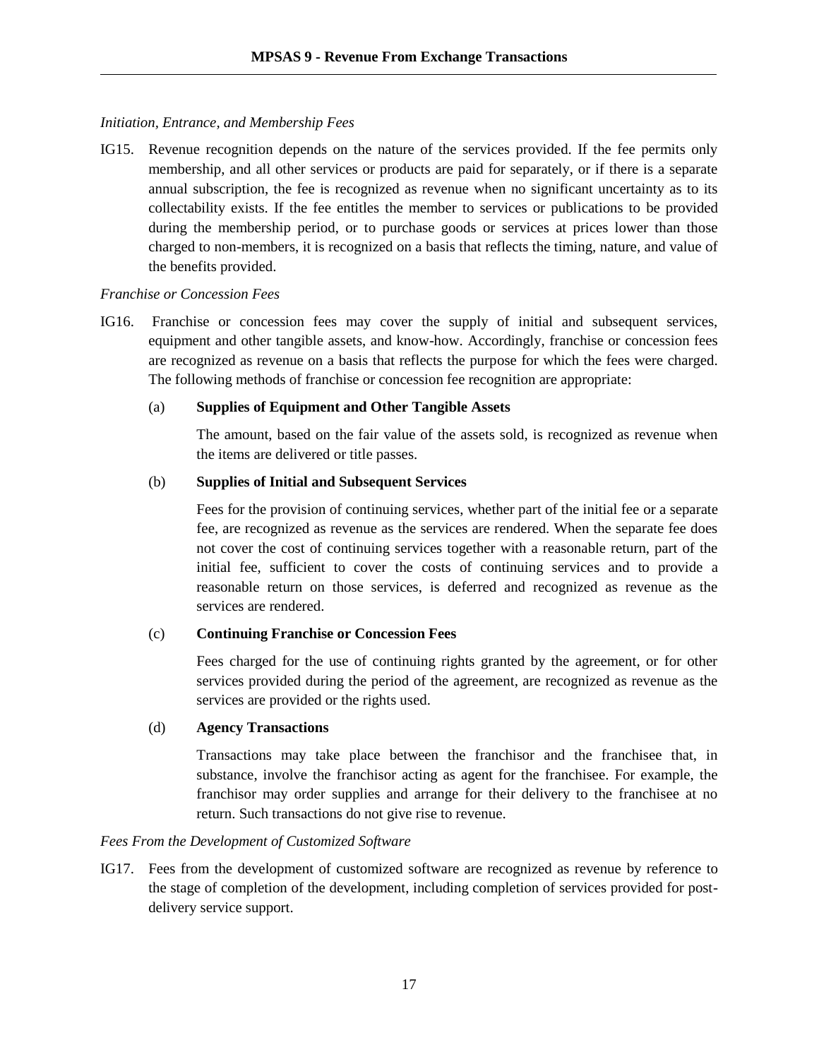*Initiation, Entrance, and Membership Fees*

IG15. Revenue recognition depends on the nature of the services provided. If the fee permits only membership, and all other services or products are paid for separately, or if there is a separate annual subscription, the fee is recognized as revenue when no significant uncertainty as to its collectability exists. If the fee entitles the member to services or publications to be provided during the membership period, or to purchase goods or services at prices lower than those charged to non-members, it is recognized on a basis that reflects the timing, nature, and value of the benefits provided.

*Franchise or Concession Fees*

IG16. Franchise or concession fees may cover the supply of initial and subsequent services, equipment and other tangible assets, and know-how. Accordingly, franchise or concession fees are recognized as revenue on a basis that reflects the purpose for which the fees were charged. The following methods of franchise or concession fee recognition are appropriate:

(a) **Supplies of Equipment and Other Tangible Assets**

The amount, based on the fair value of the assets sold, is recognized as revenue when the items are delivered or title passes.

(b) **Supplies of Initial and Subsequent Services**

Fees for the provision of continuing services, whether part of the initial fee or a separate fee, are recognized as revenue as the services are rendered. When the separate fee does not cover the cost of continuing services together with a reasonable return, part of the initial fee, sufficient to cover the costs of continuing services and to provide a reasonable return on those services, is deferred and recognized as revenue as the services are rendered.

(c) **Continuing Franchise or Concession Fees**

Fees charged for the use of continuing rights granted by the agreement, or for other services provided during the period of the agreement, are recognized as revenue as the services are provided or the rights used.

(d) **Agency Transactions**

Transactions may take place between the franchisor and the franchisee that, in substance, involve the franchisor acting as agent for the franchisee. For example, the franchisor may order supplies and arrange for their delivery to the franchisee at no return. Such transactions do not give rise to revenue.

*Fees From the Development of Customized Software*

IG17. Fees from the development of customized software are recognized as revenue by reference to the stage of completion of the development, including completion of services provided for post-delivery service support.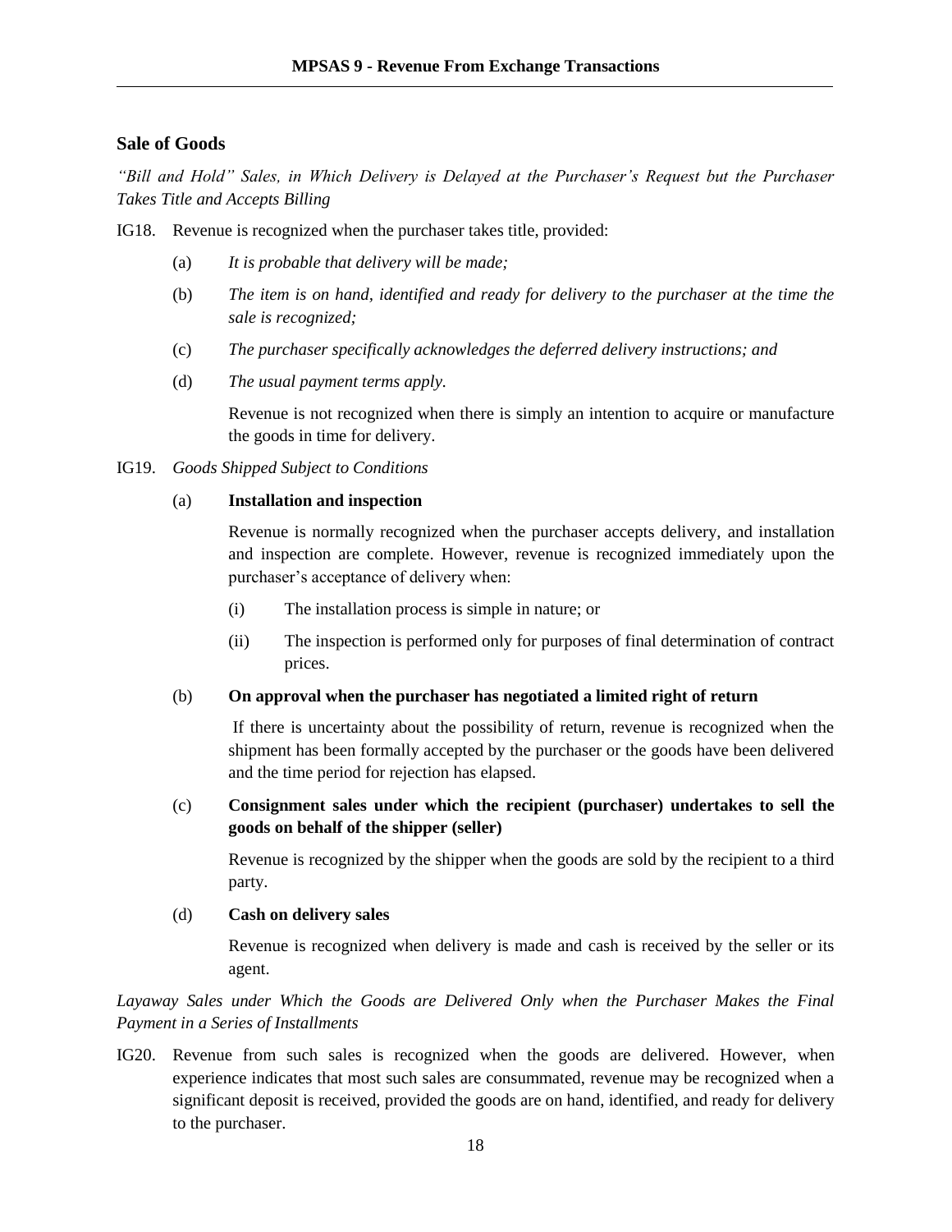## Sale of Goods

*"Bill and Hold" Sales, in Which Delivery is Delayed at the Purchaser's Request but the Purchaser Takes Title and Accepts Billing*

IG18. Revenue is recognized when the purchaser takes title, provided:

(a) *It is probable that delivery will be made;*

(b) *The item is on hand, identified and ready for delivery to the purchaser at the time the sale is recognized;*

(c) *The purchaser specifically acknowledges the deferred delivery instructions; and*

(d) *The usual payment terms apply.*

Revenue is not recognized when there is simply an intention to acquire or manufacture the goods in time for delivery.

IG19. *Goods Shipped Subject to Conditions*

(a) **Installation and inspection**

Revenue is normally recognized when the purchaser accepts delivery, and installation and inspection are complete. However, revenue is recognized immediately upon the purchaser's acceptance of delivery when:

(i) The installation process is simple in nature; or

(ii) The inspection is performed only for purposes of final determination of contract prices.

(b) **On approval when the purchaser has negotiated a limited right of return**

If there is uncertainty about the possibility of return, revenue is recognized when the shipment has been formally accepted by the purchaser or the goods have been delivered and the time period for rejection has elapsed.

(c) **Consignment sales under which the recipient (purchaser) undertakes to sell the goods on behalf of the shipper (seller)**

Revenue is recognized by the shipper when the goods are sold by the recipient to a third party.

(d) **Cash on delivery sales**

Revenue is recognized when delivery is made and cash is received by the seller or its agent.

*Layaway Sales under Which the Goods are Delivered Only when the Purchaser Makes the Final Payment in a Series of Installments*

IG20. Revenue from such sales is recognized when the goods are delivered. However, when experience indicates that most such sales are consummated, revenue may be recognized when a significant deposit is received, provided the goods are on hand, identified, and ready for delivery to the purchaser.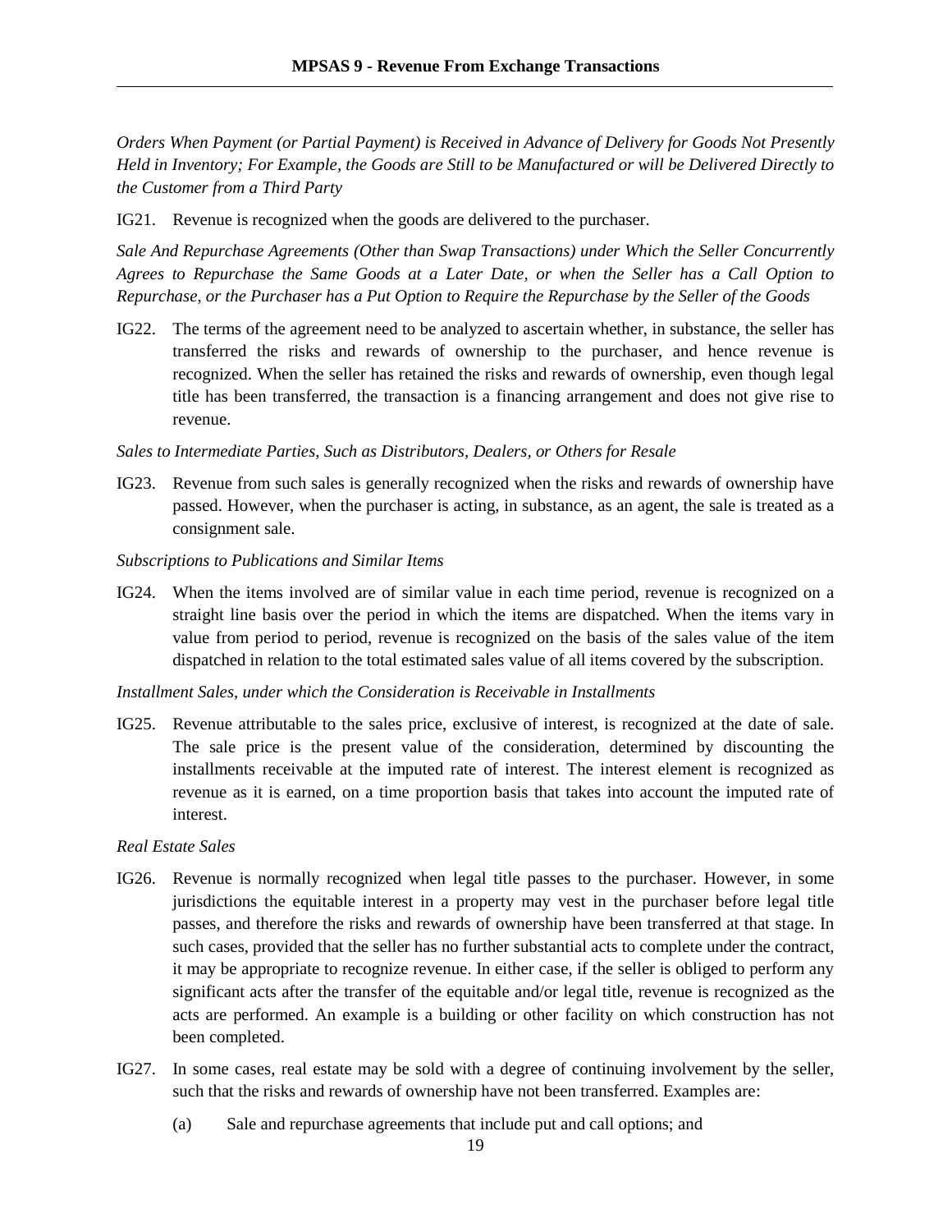*Orders When Payment (or Partial Payment) is Received in Advance of Delivery for Goods Not Presently Held in Inventory; For Example, the Goods are Still to be Manufactured or will be Delivered Directly to the Customer from a Third Party*

IG21. Revenue is recognized when the goods are delivered to the purchaser.

*Sale And Repurchase Agreements (Other than Swap Transactions) under Which the Seller Concurrently Agrees to Repurchase the Same Goods at a Later Date, or when the Seller has a Call Option to Repurchase, or the Purchaser has a Put Option to Require the Repurchase by the Seller of the Goods*

IG22. The terms of the agreement need to be analyzed to ascertain whether, in substance, the seller has transferred the risks and rewards of ownership to the purchaser, and hence revenue is recognized. When the seller has retained the risks and rewards of ownership, even though legal title has been transferred, the transaction is a financing arrangement and does not give rise to revenue.

*Sales to Intermediate Parties, Such as Distributors, Dealers, or Others for Resale*

IG23. Revenue from such sales is generally recognized when the risks and rewards of ownership have passed. However, when the purchaser is acting, in substance, as an agent, the sale is treated as a consignment sale.

*Subscriptions to Publications and Similar Items*

IG24. When the items involved are of similar value in each time period, revenue is recognized on a straight line basis over the period in which the items are dispatched. When the items vary in value from period to period, revenue is recognized on the basis of the sales value of the item dispatched in relation to the total estimated sales value of all items covered by the subscription.

*Installment Sales, under which the Consideration is Receivable in Installments*

IG25. Revenue attributable to the sales price, exclusive of interest, is recognized at the date of sale. The sale price is the present value of the consideration, determined by discounting the installments receivable at the imputed rate of interest. The interest element is recognized as revenue as it is earned, on a time proportion basis that takes into account the imputed rate of interest.

*Real Estate Sales*

IG26. Revenue is normally recognized when legal title passes to the purchaser. However, in some jurisdictions the equitable interest in a property may vest in the purchaser before legal title passes, and therefore the risks and rewards of ownership have been transferred at that stage. In such cases, provided that the seller has no further substantial acts to complete under the contract, it may be appropriate to recognize revenue. In either case, if the seller is obliged to perform any significant acts after the transfer of the equitable and/or legal title, revenue is recognized as the acts are performed. An example is a building or other facility on which construction has not been completed.

IG27. In some cases, real estate may be sold with a degree of continuing involvement by the seller, such that the risks and rewards of ownership have not been transferred. Examples are:

(a) Sale and repurchase agreements that include put and call options; and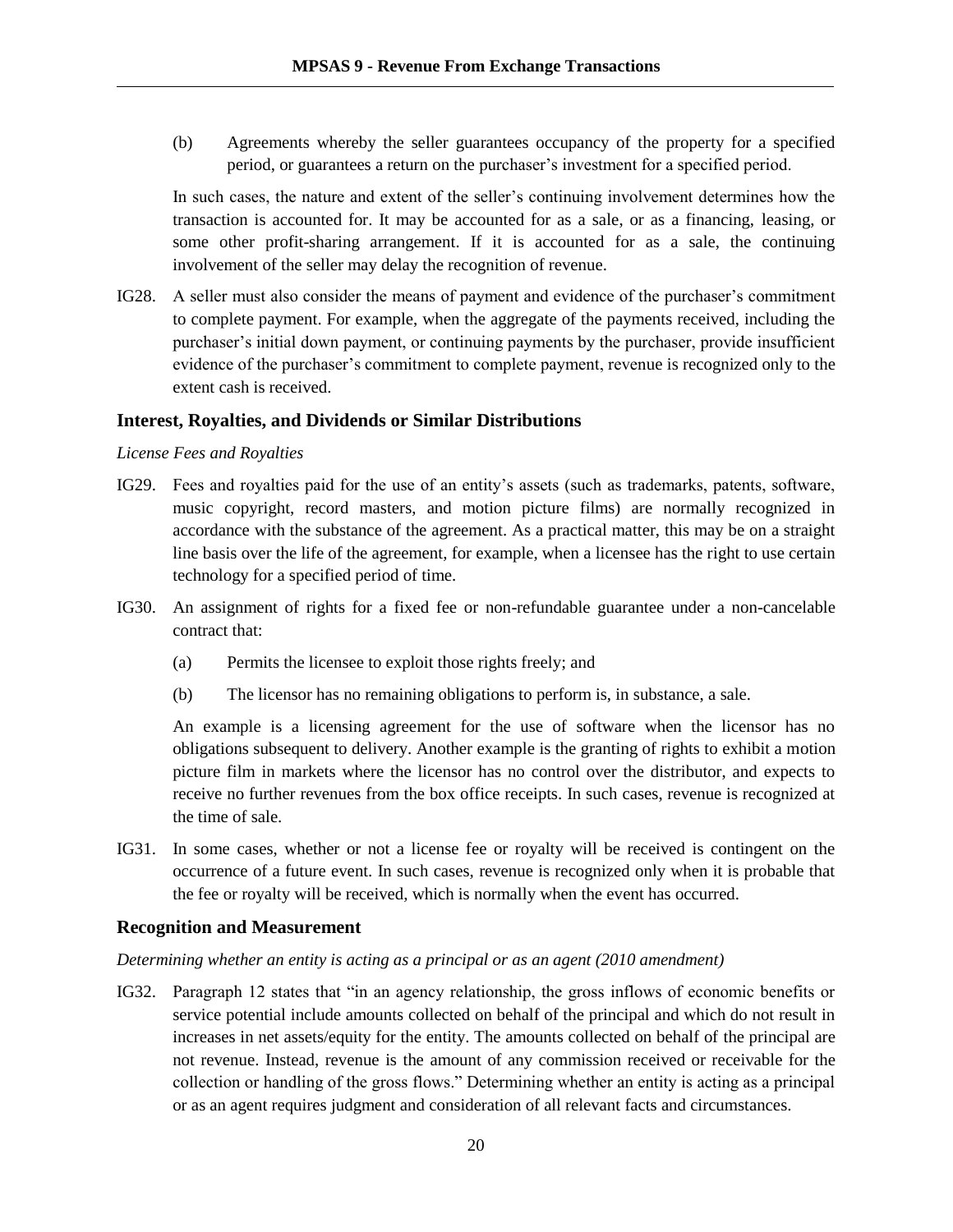(b) Agreements whereby the seller guarantees occupancy of the property for a specified period, or guarantees a return on the purchaser's investment for a specified period.

In such cases, the nature and extent of the seller's continuing involvement determines how the transaction is accounted for. It may be accounted for as a sale, or as a financing, leasing, or some other profit-sharing arrangement. If it is accounted for as a sale, the continuing involvement of the seller may delay the recognition of revenue.

IG28. A seller must also consider the means of payment and evidence of the purchaser's commitment to complete payment. For example, when the aggregate of the payments received, including the purchaser's initial down payment, or continuing payments by the purchaser, provide insufficient evidence of the purchaser's commitment to complete payment, revenue is recognized only to the extent cash is received.

## Interest, Royalties, and Dividends or Similar Distributions

*License Fees and Royalties*

IG29. Fees and royalties paid for the use of an entity's assets (such as trademarks, patents, software, music copyright, record masters, and motion picture films) are normally recognized in accordance with the substance of the agreement. As a practical matter, this may be on a straight line basis over the life of the agreement, for example, when a licensee has the right to use certain technology for a specified period of time.

IG30. An assignment of rights for a fixed fee or non-refundable guarantee under a non-cancelable contract that:

(a) Permits the licensee to exploit those rights freely; and

(b) The licensor has no remaining obligations to perform is, in substance, a sale.

An example is a licensing agreement for the use of software when the licensor has no obligations subsequent to delivery. Another example is the granting of rights to exhibit a motion picture film in markets where the licensor has no control over the distributor, and expects to receive no further revenues from the box office receipts. In such cases, revenue is recognized at the time of sale.

IG31. In some cases, whether or not a license fee or royalty will be received is contingent on the occurrence of a future event. In such cases, revenue is recognized only when it is probable that the fee or royalty will be received, which is normally when the event has occurred.

## Recognition and Measurement

*Determining whether an entity is acting as a principal or as an agent (2010 amendment)*

IG32. Paragraph 12 states that "in an agency relationship, the gross inflows of economic benefits or service potential include amounts collected on behalf of the principal and which do not result in increases in net assets/equity for the entity. The amounts collected on behalf of the principal are not revenue. Instead, revenue is the amount of any commission received or receivable for the collection or handling of the gross flows." Determining whether an entity is acting as a principal or as an agent requires judgment and consideration of all relevant facts and circumstances.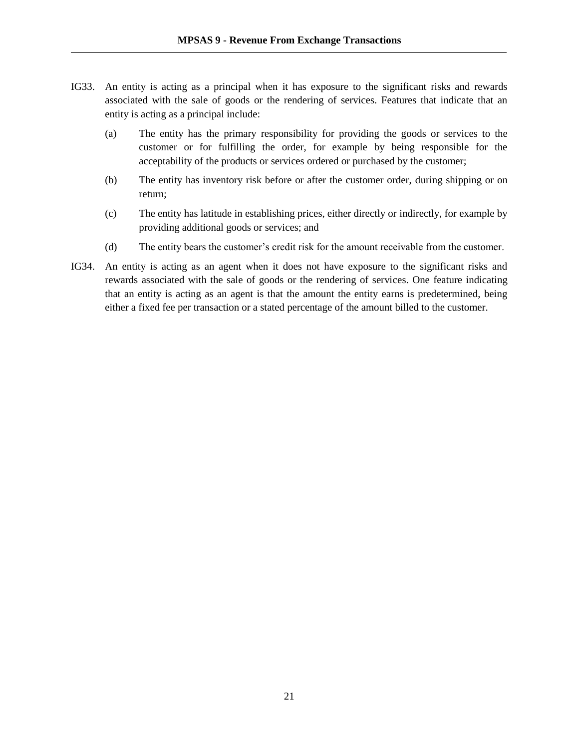IG33. An entity is acting as a principal when it has exposure to the significant risks and rewards associated with the sale of goods or the rendering of services. Features that indicate that an entity is acting as a principal include:

(a) The entity has the primary responsibility for providing the goods or services to the customer or for fulfilling the order, for example by being responsible for the acceptability of the products or services ordered or purchased by the customer;

(b) The entity has inventory risk before or after the customer order, during shipping or on return;

(c) The entity has latitude in establishing prices, either directly or indirectly, for example by providing additional goods or services; and

(d) The entity bears the customer's credit risk for the amount receivable from the customer.

IG34. An entity is acting as an agent when it does not have exposure to the significant risks and rewards associated with the sale of goods or the rendering of services. One feature indicating that an entity is acting as an agent is that the amount the entity earns is predetermined, being either a fixed fee per transaction or a stated percentage of the amount billed to the customer.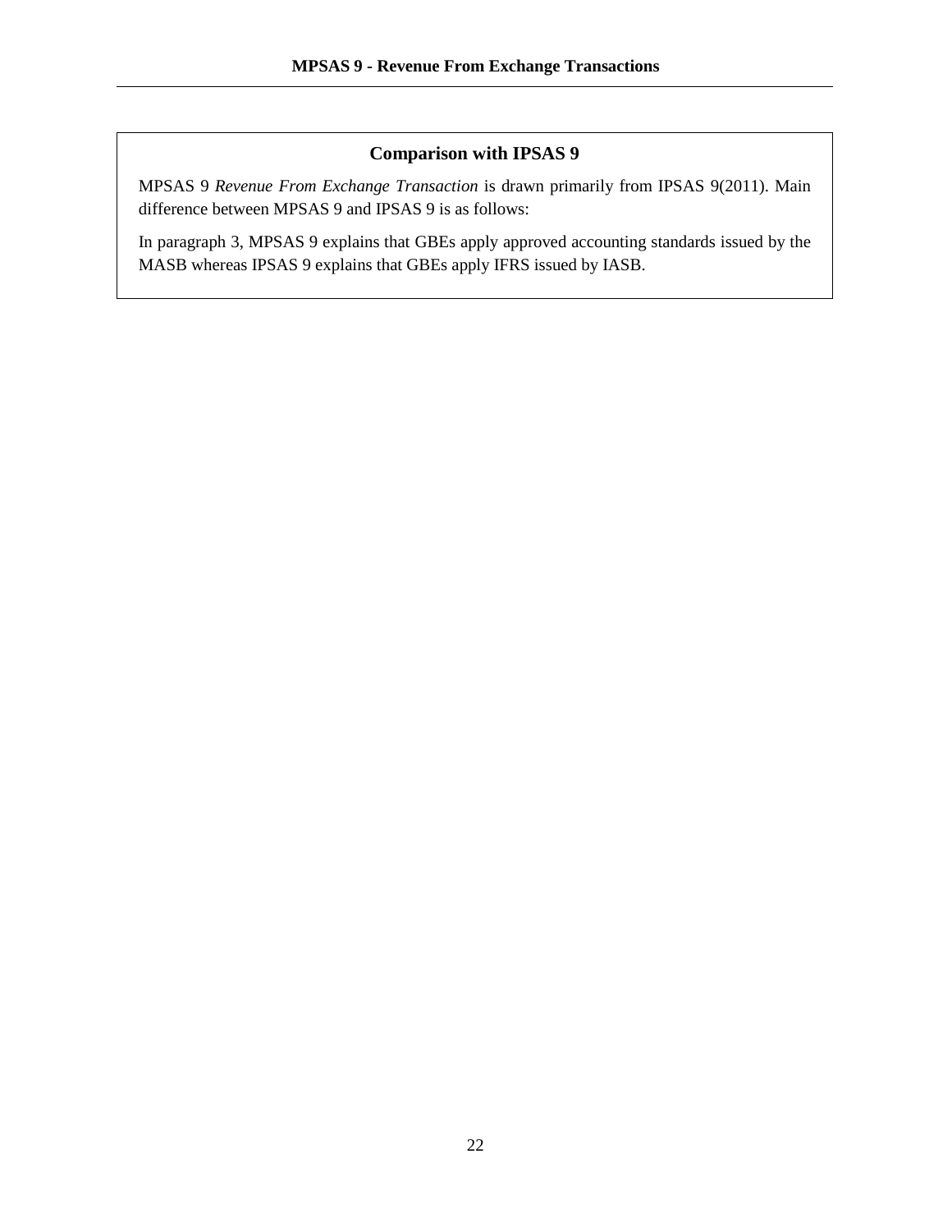## Comparison with IPSAS 9

MPSAS 9 *Revenue From Exchange Transaction* is drawn primarily from IPSAS 9(2011). Main difference between MPSAS 9 and IPSAS 9 is as follows:

In paragraph 3, MPSAS 9 explains that GBEs apply approved accounting standards issued by the MASB whereas IPSAS 9 explains that GBEs apply IFRS issued by IASB.